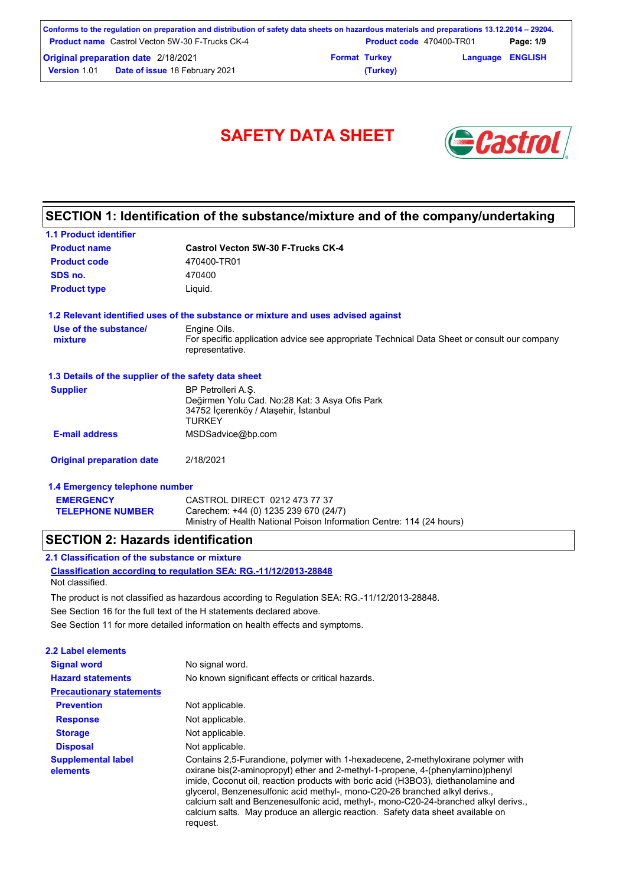# SAFETY DATA SHEET

## SECTION 1: Identification of the substance/mixture and of the company/undertaking

### 1.1 Product identifier

| | |
|---|---|
| **Product name** | **Castrol Vecton 5W-30 F-Trucks CK-4** |
| **Product code** | 470400-TR01 |
| **SDS no.** | 470400 |
| **Product type** | Liquid. |

### 1.2 Relevant identified uses of the substance or mixture and uses advised against

| | |
|---|---|
| **Use of the substance/ mixture** | Engine Oils. For specific application advice see appropriate Technical Data Sheet or consult our company representative. |

### 1.3 Details of the supplier of the safety data sheet

| | |
|---|---|
| **Supplier** | BP Petrolleri A.Ş. Değirmen Yolu Cad. No:28 Kat: 3 Asya Ofis Park 34752 İçerenköy / Ataşehir, İstanbul TURKEY |
| **E-mail address** | MSDSadvice@bp.com |
| **Original preparation date** | 2/18/2021 |

### 1.4 Emergency telephone number

| | |
|---|---|
| **EMERGENCY TELEPHONE NUMBER** | CASTROL DIRECT 0212 473 77 37<br>Carechem: +44 (0) 1235 239 670 (24/7)<br>Ministry of Health National Poison Information Centre: 114 (24 hours) |

## SECTION 2: Hazards identification

### 2.1 Classification of the substance or mixture

**Classification according to regulation SEA: RG.-11/12/2013-28848**

Not classified.

The product is not classified as hazardous according to Regulation SEA: RG.-11/12/2013-28848.

See Section 16 for the full text of the H statements declared above.

See Section 11 for more detailed information on health effects and symptoms.

### 2.2 Label elements

| | |
|---|---|
| **Signal word** | No signal word. |
| **Hazard statements** | No known significant effects or critical hazards. |
| **Precautionary statements** | |
| **Prevention** | Not applicable. |
| **Response** | Not applicable. |
| **Storage** | Not applicable. |
| **Disposal** | Not applicable. |
| **Supplemental label elements** | Contains 2,5-Furandione, polymer with 1-hexadecene, 2-methyloxirane polymer with oxirane bis(2-aminopropyl) ether and 2-methyl-1-propene, 4-(phenylamino)phenyl imide, Coconut oil, reaction products with boric acid ($H_3BO_3$), diethanolamine and glycerol, Benzenesulfonic acid methyl-, mono-C20-26 branched alkyl derivs., calcium salt and Benzenesulfonic acid, methyl-, mono-C20-24-branched alkyl derivs., calcium salts. May produce an allergic reaction. Safety data sheet available on request. |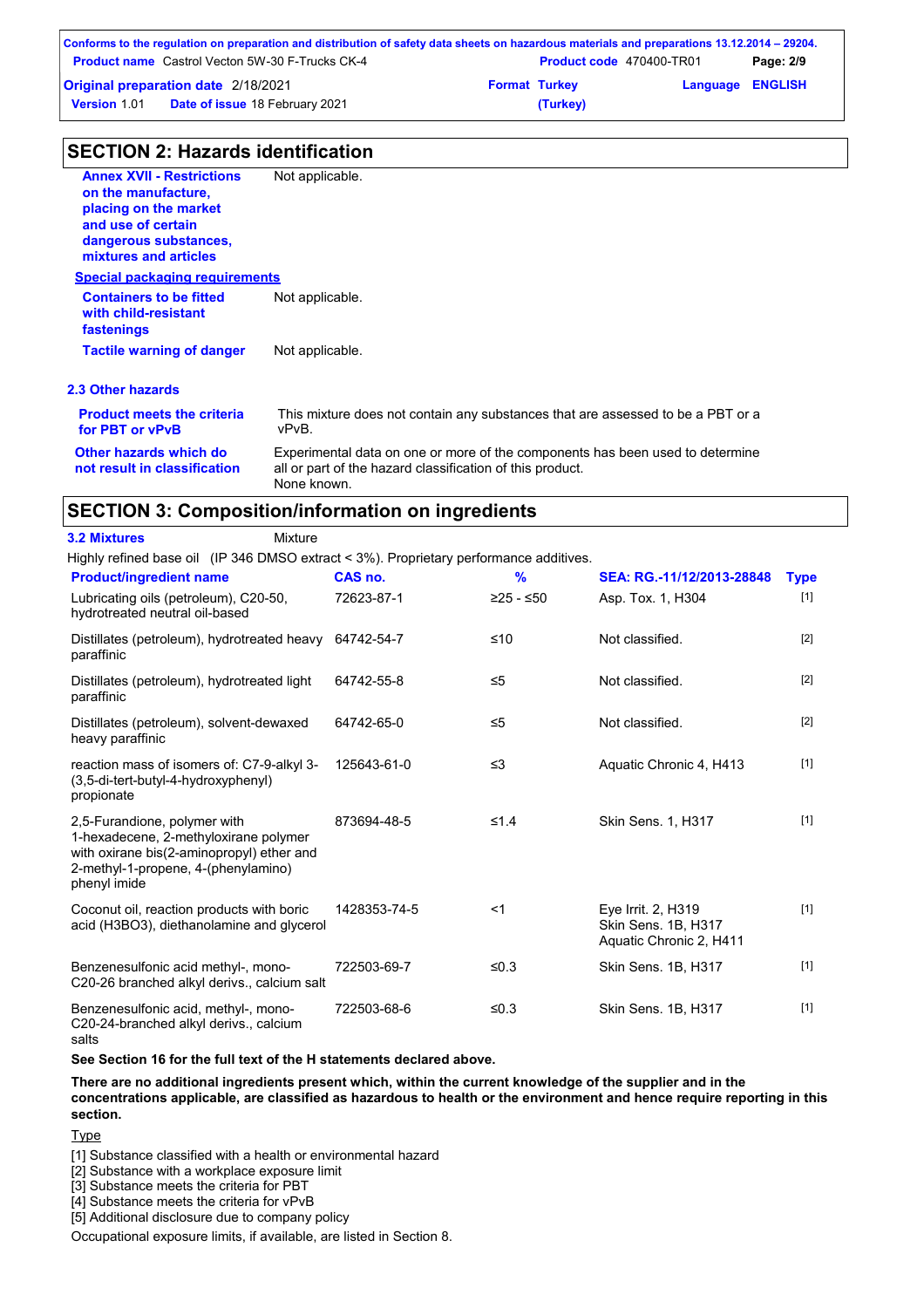## SECTION 2: Hazards identification

| | |
|---|---|
| **Annex XVII - Restrictions on the manufacture, placing on the market and use of certain dangerous substances, mixtures and articles** | Not applicable. |

**Special packaging requirements**

| | |
|---|---|
| **Containers to be fitted with child-resistant fastenings** | Not applicable. |
| **Tactile warning of danger** | Not applicable. |

### 2.3 Other hazards

| | |
|---|---|
| **Product meets the criteria for PBT or vPvB** | This mixture does not contain any substances that are assessed to be a PBT or a vPvB. |
| **Other hazards which do not result in classification** | Experimental data on one or more of the components has been used to determine all or part of the hazard classification of this product. None known. |

## SECTION 3: Composition/information on ingredients

**3.2 Mixtures** Mixture

Highly refined base oil (IP 346 DMSO extract < 3%). Proprietary performance additives.

| Product/ingredient name | CAS no. | % | SEA: RG.-11/12/2013-28848 | Type |
|---|---|---|---|---|
| Lubricating oils (petroleum), C20-50, hydrotreated neutral oil-based | 72623-87-1 | ≥25 - ≤50 | Asp. Tox. 1, H304 | [1] |
| Distillates (petroleum), hydrotreated heavy paraffinic | 64742-54-7 | ≤10 | Not classified. | [2] |
| Distillates (petroleum), hydrotreated light paraffinic | 64742-55-8 | ≤5 | Not classified. | [2] |
| Distillates (petroleum), solvent-dewaxed heavy paraffinic | 64742-65-0 | ≤5 | Not classified. | [2] |
| reaction mass of isomers of: C7-9-alkyl 3-(3,5-di-tert-butyl-4-hydroxyphenyl) propionate | 125643-61-0 | ≤3 | Aquatic Chronic 4, H413 | [1] |
| 2,5-Furandione, polymer with 1-hexadecene, 2-methyloxirane polymer with oxirane bis(2-aminopropyl) ether and 2-methyl-1-propene, 4-(phenylamino) phenyl imide | 873694-48-5 | ≤1.4 | Skin Sens. 1, H317 | [1] |
| Coconut oil, reaction products with boric acid (H3BO3), diethanolamine and glycerol | 1428353-74-5 | <1 | Eye Irrit. 2, H319<br>Skin Sens. 1B, H317<br>Aquatic Chronic 2, H411 | [1] |
| Benzenesulfonic acid methyl-, mono-C20-26 branched alkyl derivs., calcium salt | 722503-69-7 | ≤0.3 | Skin Sens. 1B, H317 | [1] |
| Benzenesulfonic acid, methyl-, mono-C20-24-branched alkyl derivs., calcium salts | 722503-68-6 | ≤0.3 | Skin Sens. 1B, H317 | [1] |

**See Section 16 for the full text of the H statements declared above.**

**There are no additional ingredients present which, within the current knowledge of the supplier and in the concentrations applicable, are classified as hazardous to health or the environment and hence require reporting in this section.**

Type

[1] Substance classified with a health or environmental hazard
[2] Substance with a workplace exposure limit
[3] Substance meets the criteria for PBT
[4] Substance meets the criteria for vPvB
[5] Additional disclosure due to company policy

Occupational exposure limits, if available, are listed in Section 8.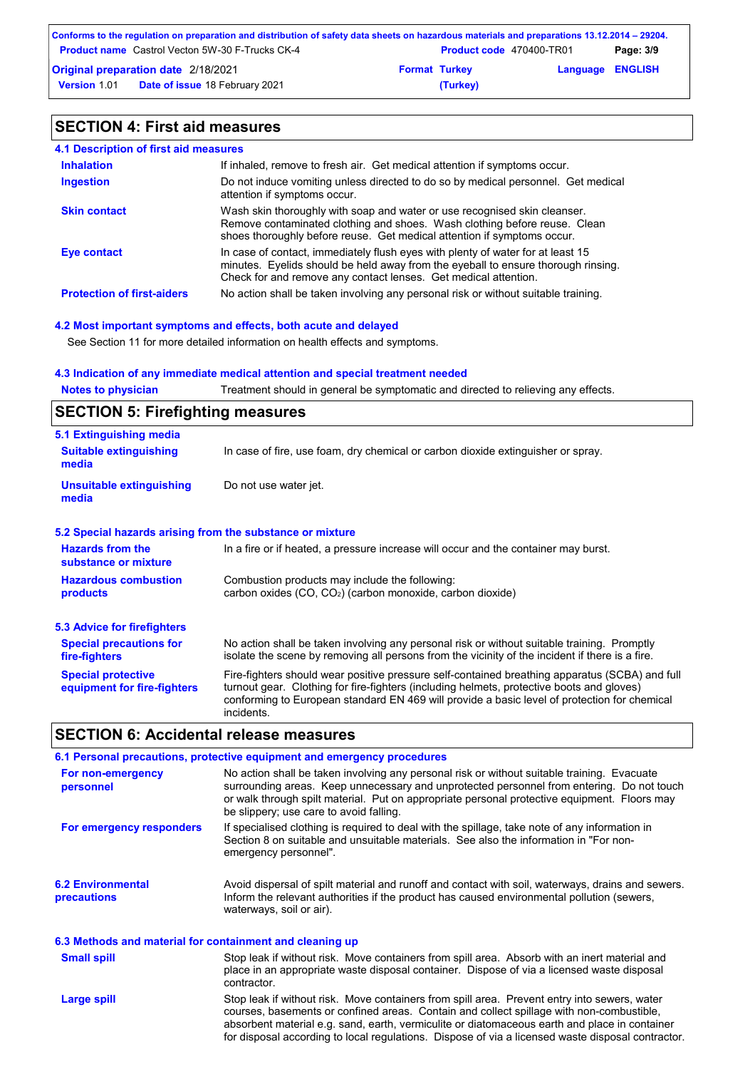## SECTION 4: First aid measures

### 4.1 Description of first aid measures

| | |
|---|---|
| **Inhalation** | If inhaled, remove to fresh air. Get medical attention if symptoms occur. |
| **Ingestion** | Do not induce vomiting unless directed to do so by medical personnel. Get medical attention if symptoms occur. |
| **Skin contact** | Wash skin thoroughly with soap and water or use recognised skin cleanser. Remove contaminated clothing and shoes. Wash clothing before reuse. Clean shoes thoroughly before reuse. Get medical attention if symptoms occur. |
| **Eye contact** | In case of contact, immediately flush eyes with plenty of water for at least 15 minutes. Eyelids should be held away from the eyeball to ensure thorough rinsing. Check for and remove any contact lenses. Get medical attention. |
| **Protection of first-aiders** | No action shall be taken involving any personal risk or without suitable training. |

### 4.2 Most important symptoms and effects, both acute and delayed

See Section 11 for more detailed information on health effects and symptoms.

### 4.3 Indication of any immediate medical attention and special treatment needed

| | |
|---|---|
| **Notes to physician** | Treatment should in general be symptomatic and directed to relieving any effects. |

## SECTION 5: Firefighting measures

### 5.1 Extinguishing media

| | |
|---|---|
| **Suitable extinguishing media** | In case of fire, use foam, dry chemical or carbon dioxide extinguisher or spray. |
| **Unsuitable extinguishing media** | Do not use water jet. |

### 5.2 Special hazards arising from the substance or mixture

| | |
|---|---|
| **Hazards from the substance or mixture** | In a fire or if heated, a pressure increase will occur and the container may burst. |
| **Hazardous combustion products** | Combustion products may include the following: carbon oxides ($CO$, $CO_2$) (carbon monoxide, carbon dioxide) |

### 5.3 Advice for firefighters

| | |
|---|---|
| **Special precautions for fire-fighters** | No action shall be taken involving any personal risk or without suitable training. Promptly isolate the scene by removing all persons from the vicinity of the incident if there is a fire. |
| **Special protective equipment for fire-fighters** | Fire-fighters should wear positive pressure self-contained breathing apparatus (SCBA) and full turnout gear. Clothing for fire-fighters (including helmets, protective boots and gloves) conforming to European standard EN 469 will provide a basic level of protection for chemical incidents. |

## SECTION 6: Accidental release measures

### 6.1 Personal precautions, protective equipment and emergency procedures

| | |
|---|---|
| **For non-emergency personnel** | No action shall be taken involving any personal risk or without suitable training. Evacuate surrounding areas. Keep unnecessary and unprotected personnel from entering. Do not touch or walk through spilt material. Put on appropriate personal protective equipment. Floors may be slippery; use care to avoid falling. |
| **For emergency responders** | If specialised clothing is required to deal with the spillage, take note of any information in Section 8 on suitable and unsuitable materials. See also the information in "For non-emergency personnel". |

| | |
|---|---|
| **6.2 Environmental precautions** | Avoid dispersal of spilt material and runoff and contact with soil, waterways, drains and sewers. Inform the relevant authorities if the product has caused environmental pollution (sewers, waterways, soil or air). |

### 6.3 Methods and material for containment and cleaning up

| | |
|---|---|
| **Small spill** | Stop leak if without risk. Move containers from spill area. Absorb with an inert material and place in an appropriate waste disposal container. Dispose of via a licensed waste disposal contractor. |
| **Large spill** | Stop leak if without risk. Move containers from spill area. Prevent entry into sewers, water courses, basements or confined areas. Contain and collect spillage with non-combustible, absorbent material e.g. sand, earth, vermiculite or diatomaceous earth and place in container for disposal according to local regulations. Dispose of via a licensed waste disposal contractor. |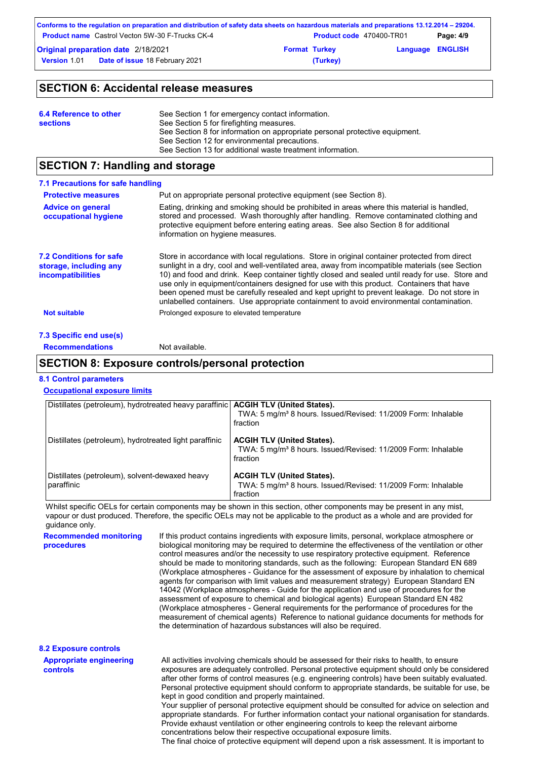## SECTION 6: Accidental release measures

**6.4 Reference to other sections**

See Section 1 for emergency contact information.
See Section 5 for firefighting measures.
See Section 8 for information on appropriate personal protective equipment.
See Section 12 for environmental precautions.
See Section 13 for additional waste treatment information.

## SECTION 7: Handling and storage

### 7.1 Precautions for safe handling

**Protective measures**

Put on appropriate personal protective equipment (see Section 8).

**Advice on general occupational hygiene**

Eating, drinking and smoking should be prohibited in areas where this material is handled, stored and processed. Wash thoroughly after handling. Remove contaminated clothing and protective equipment before entering eating areas. See also Section 8 for additional information on hygiene measures.

### 7.2 Conditions for safe storage, including any incompatibilities

Store in accordance with local regulations. Store in original container protected from direct sunlight in a dry, cool and well-ventilated area, away from incompatible materials (see Section 10) and food and drink. Keep container tightly closed and sealed until ready for use. Store and use only in equipment/containers designed for use with this product. Containers that have been opened must be carefully resealed and kept upright to prevent leakage. Do not store in unlabelled containers. Use appropriate containment to avoid environmental contamination.

**Not suitable**

Prolonged exposure to elevated temperature

### 7.3 Specific end use(s)

**Recommendations**

Not available.

## SECTION 8: Exposure controls/personal protection

### 8.1 Control parameters

**Occupational exposure limits**

| | |
|---|---|
| Distillates (petroleum), hydrotreated heavy paraffinic | **ACGIH TLV (United States).** TWA: 5 mg/m³ 8 hours. Issued/Revised: 11/2009 Form: Inhalable fraction |
| Distillates (petroleum), hydrotreated light paraffinic | **ACGIH TLV (United States).** TWA: 5 mg/m³ 8 hours. Issued/Revised: 11/2009 Form: Inhalable fraction |
| Distillates (petroleum), solvent-dewaxed heavy paraffinic | **ACGIH TLV (United States).** TWA: 5 mg/m³ 8 hours. Issued/Revised: 11/2009 Form: Inhalable fraction |

Whilst specific OELs for certain components may be shown in this section, other components may be present in any mist, vapour or dust produced. Therefore, the specific OELs may not be applicable to the product as a whole and are provided for guidance only.

**Recommended monitoring procedures**

If this product contains ingredients with exposure limits, personal, workplace atmosphere or biological monitoring may be required to determine the effectiveness of the ventilation or other control measures and/or the necessity to use respiratory protective equipment. Reference should be made to monitoring standards, such as the following: European Standard EN 689 (Workplace atmospheres - Guidance for the assessment of exposure by inhalation to chemical agents for comparison with limit values and measurement strategy) European Standard EN 14042 (Workplace atmospheres - Guide for the application and use of procedures for the assessment of exposure to chemical and biological agents) European Standard EN 482 (Workplace atmospheres - General requirements for the performance of procedures for the measurement of chemical agents) Reference to national guidance documents for methods for the determination of hazardous substances will also be required.

### 8.2 Exposure controls

**Appropriate engineering controls**

All activities involving chemicals should be assessed for their risks to health, to ensure exposures are adequately controlled. Personal protective equipment should only be considered after other forms of control measures (e.g. engineering controls) have been suitably evaluated. Personal protective equipment should conform to appropriate standards, be suitable for use, be kept in good condition and properly maintained.
Your supplier of personal protective equipment should be consulted for advice on selection and appropriate standards. For further information contact your national organisation for standards.
Provide exhaust ventilation or other engineering controls to keep the relevant airborne concentrations below their respective occupational exposure limits.
The final choice of protective equipment will depend upon a risk assessment. It is important to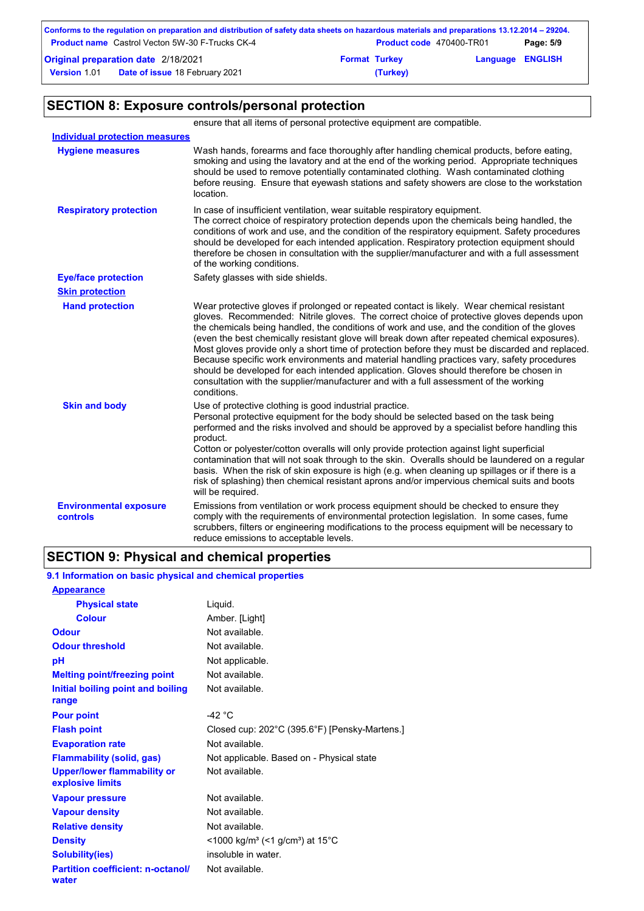## SECTION 8: Exposure controls/personal protection

ensure that all items of personal protective equipment are compatible.

**Individual protection measures**

**Hygiene measures**

Wash hands, forearms and face thoroughly after handling chemical products, before eating, smoking and using the lavatory and at the end of the working period. Appropriate techniques should be used to remove potentially contaminated clothing. Wash contaminated clothing before reusing. Ensure that eyewash stations and safety showers are close to the workstation location.

**Respiratory protection**

In case of insufficient ventilation, wear suitable respiratory equipment.
The correct choice of respiratory protection depends upon the chemicals being handled, the conditions of work and use, and the condition of the respiratory equipment. Safety procedures should be developed for each intended application. Respiratory protection equipment should therefore be chosen in consultation with the supplier/manufacturer and with a full assessment of the working conditions.

**Eye/face protection**

Safety glasses with side shields.

**Skin protection**

**Hand protection**

Wear protective gloves if prolonged or repeated contact is likely. Wear chemical resistant gloves. Recommended: Nitrile gloves. The correct choice of protective gloves depends upon the chemicals being handled, the conditions of work and use, and the condition of the gloves (even the best chemically resistant glove will break down after repeated chemical exposures). Most gloves provide only a short time of protection before they must be discarded and replaced. Because specific work environments and material handling practices vary, safety procedures should be developed for each intended application. Gloves should therefore be chosen in consultation with the supplier/manufacturer and with a full assessment of the working conditions.

**Skin and body**

Use of protective clothing is good industrial practice.
Personal protective equipment for the body should be selected based on the task being performed and the risks involved and should be approved by a specialist before handling this product.
Cotton or polyester/cotton overalls will only provide protection against light superficial contamination that will not soak through to the skin. Overalls should be laundered on a regular basis. When the risk of skin exposure is high (e.g. when cleaning up spillages or if there is a risk of splashing) then chemical resistant aprons and/or impervious chemical suits and boots will be required.

**Environmental exposure controls**

Emissions from ventilation or work process equipment should be checked to ensure they comply with the requirements of environmental protection legislation. In some cases, fume scrubbers, filters or engineering modifications to the process equipment will be necessary to reduce emissions to acceptable levels.

## SECTION 9: Physical and chemical properties

### 9.1 Information on basic physical and chemical properties

| | |
|---|---|
| **Appearance** | |
| **Physical state** | Liquid. |
| **Colour** | Amber. [Light] |
| **Odour** | Not available. |
| **Odour threshold** | Not available. |
| **pH** | Not applicable. |
| **Melting point/freezing point** | Not available. |
| **Initial boiling point and boiling range** | Not available. |
| **Pour point** | -42 °C |
| **Flash point** | Closed cup: 202°C (395.6°F) [Pensky-Martens.] |
| **Evaporation rate** | Not available. |
| **Flammability (solid, gas)** | Not applicable. Based on - Physical state |
| **Upper/lower flammability or explosive limits** | Not available. |
| **Vapour pressure** | Not available. |
| **Vapour density** | Not available. |
| **Relative density** | Not available. |
| **Density** | <1000 kg/m³ (<1 g/cm³) at 15°C |
| **Solubility(ies)** | insoluble in water. |
| **Partition coefficient: n-octanol/water** | Not available. |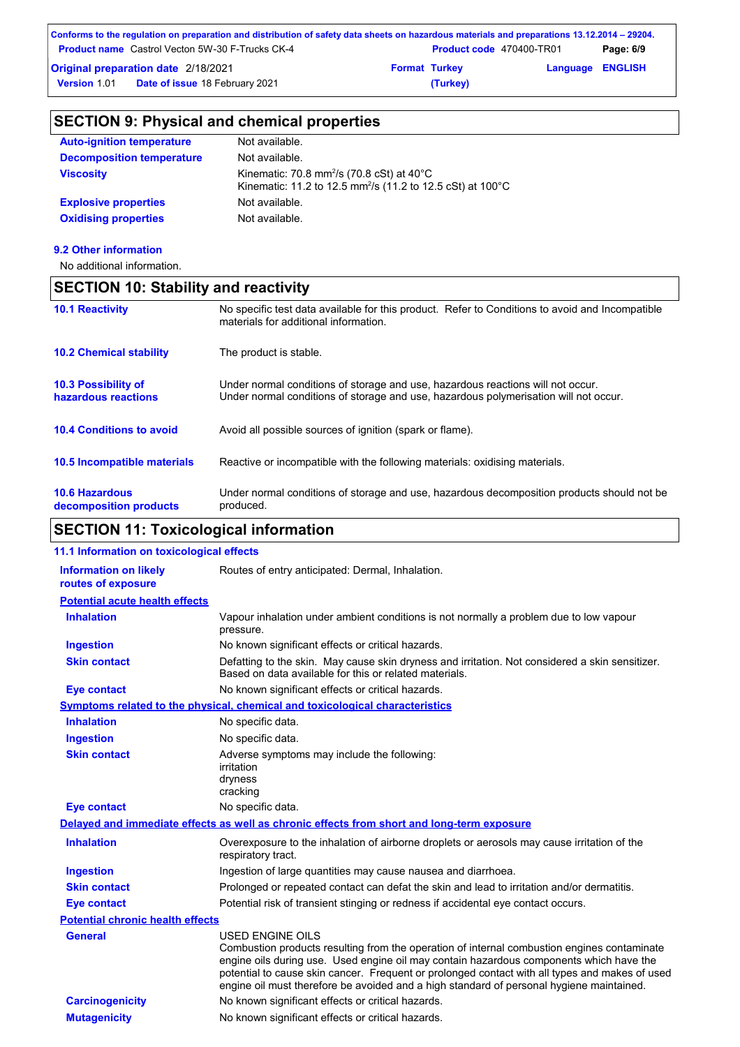## SECTION 9: Physical and chemical properties

| | |
|---|---|
| **Auto-ignition temperature** | Not available. |
| **Decomposition temperature** | Not available. |
| **Viscosity** | Kinematic: 70.8 $mm^2/s$ (70.8 cSt) at 40°C<br>Kinematic: 11.2 to 12.5 $mm^2/s$ (11.2 to 12.5 cSt) at 100°C |
| **Explosive properties** | Not available. |
| **Oxidising properties** | Not available. |

### 9.2 Other information

No additional information.

## SECTION 10: Stability and reactivity

| | |
|---|---|
| **10.1 Reactivity** | No specific test data available for this product. Refer to Conditions to avoid and Incompatible materials for additional information. |
| **10.2 Chemical stability** | The product is stable. |
| **10.3 Possibility of hazardous reactions** | Under normal conditions of storage and use, hazardous reactions will not occur.<br>Under normal conditions of storage and use, hazardous polymerisation will not occur. |
| **10.4 Conditions to avoid** | Avoid all possible sources of ignition (spark or flame). |
| **10.5 Incompatible materials** | Reactive or incompatible with the following materials: oxidising materials. |
| **10.6 Hazardous decomposition products** | Under normal conditions of storage and use, hazardous decomposition products should not be produced. |

## SECTION 11: Toxicological information

### 11.1 Information on toxicological effects

**Information on likely routes of exposure**: Routes of entry anticipated: Dermal, Inhalation.

**Potential acute health effects**

| | |
|---|---|
| **Inhalation** | Vapour inhalation under ambient conditions is not normally a problem due to low vapour pressure. |
| **Ingestion** | No known significant effects or critical hazards. |
| **Skin contact** | Defatting to the skin. May cause skin dryness and irritation. Not considered a skin sensitizer. Based on data available for this or related materials. |
| **Eye contact** | No known significant effects or critical hazards. |

**Symptoms related to the physical, chemical and toxicological characteristics**

| | |
|---|---|
| **Inhalation** | No specific data. |
| **Ingestion** | No specific data. |
| **Skin contact** | Adverse symptoms may include the following:<br>irritation<br>dryness<br>cracking |
| **Eye contact** | No specific data. |

**Delayed and immediate effects as well as chronic effects from short and long-term exposure**

| | |
|---|---|
| **Inhalation** | Overexposure to the inhalation of airborne droplets or aerosols may cause irritation of the respiratory tract. |
| **Ingestion** | Ingestion of large quantities may cause nausea and diarrhoea. |
| **Skin contact** | Prolonged or repeated contact can defat the skin and lead to irritation and/or dermatitis. |
| **Eye contact** | Potential risk of transient stinging or redness if accidental eye contact occurs. |

**Potential chronic health effects**

| | |
|---|---|
| **General** | USED ENGINE OILS<br>Combustion products resulting from the operation of internal combustion engines contaminate engine oils during use. Used engine oil may contain hazardous components which have the potential to cause skin cancer. Frequent or prolonged contact with all types and makes of used engine oil must therefore be avoided and a high standard of personal hygiene maintained. |
| **Carcinogenicity** | No known significant effects or critical hazards. |
| **Mutagenicity** | No known significant effects or critical hazards. |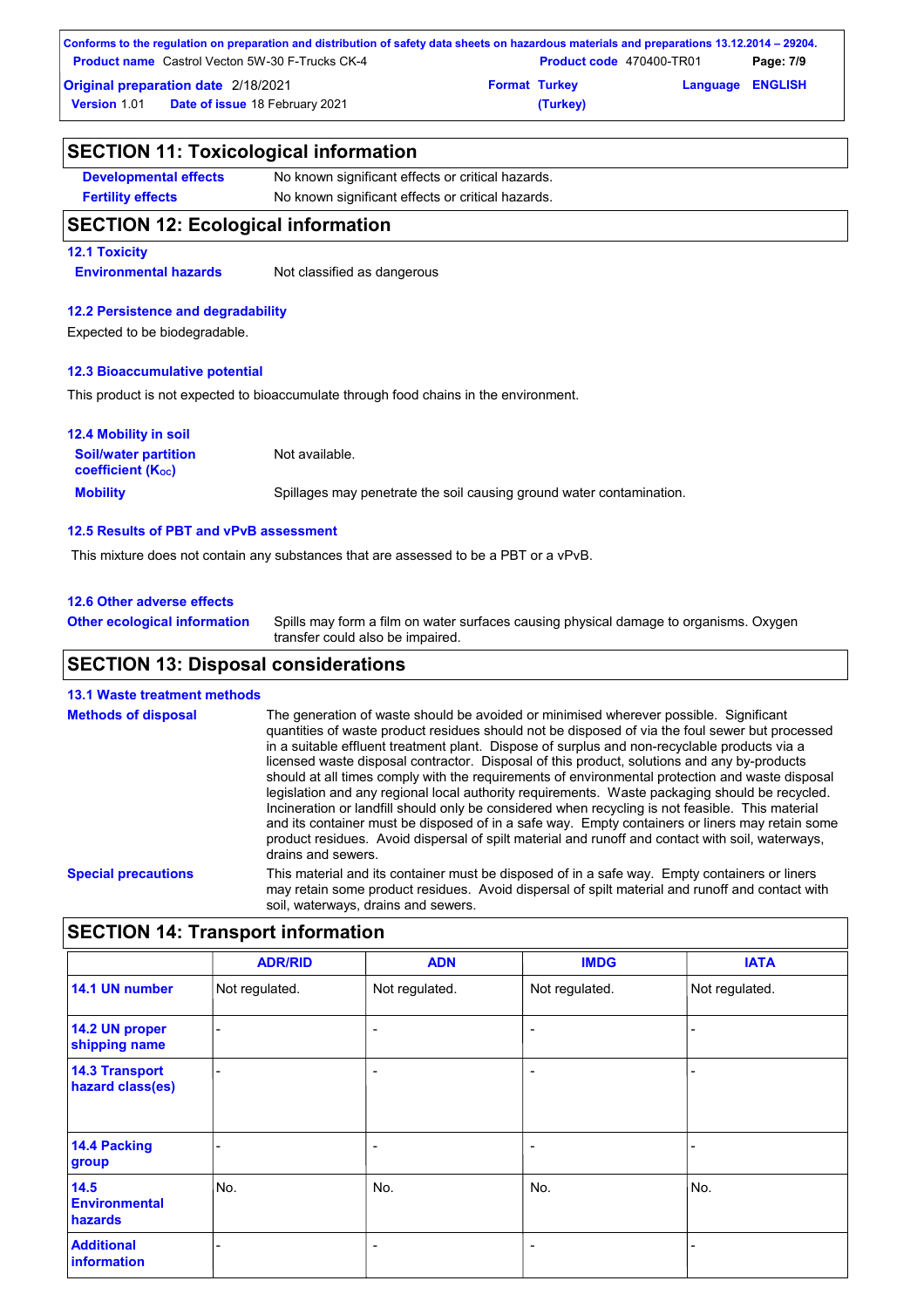## SECTION 11: Toxicological information

| | |
|---|---|
| **Developmental effects** | No known significant effects or critical hazards. |
| **Fertility effects** | No known significant effects or critical hazards. |

## SECTION 12: Ecological information

### 12.1 Toxicity

**Environmental hazards** Not classified as dangerous

### 12.2 Persistence and degradability

Expected to be biodegradable.

### 12.3 Bioaccumulative potential

This product is not expected to bioaccumulate through food chains in the environment.

### 12.4 Mobility in soil

| | |
|---|---|
| **Soil/water partition coefficient ($K_{OC}$)** | Not available. |
| **Mobility** | Spillages may penetrate the soil causing ground water contamination. |

### 12.5 Results of PBT and vPvB assessment

This mixture does not contain any substances that are assessed to be a PBT or a vPvB.

### 12.6 Other adverse effects

**Other ecological information** Spills may form a film on water surfaces causing physical damage to organisms. Oxygen transfer could also be impaired.

## SECTION 13: Disposal considerations

### 13.1 Waste treatment methods

**Methods of disposal** The generation of waste should be avoided or minimised wherever possible. Significant quantities of waste product residues should not be disposed of via the foul sewer but processed in a suitable effluent treatment plant. Dispose of surplus and non-recyclable products via a licensed waste disposal contractor. Disposal of this product, solutions and any by-products should at all times comply with the requirements of environmental protection and waste disposal legislation and any regional local authority requirements. Waste packaging should be recycled. Incineration or landfill should only be considered when recycling is not feasible. This material and its container must be disposed of in a safe way. Empty containers or liners may retain some product residues. Avoid dispersal of spilt material and runoff and contact with soil, waterways, drains and sewers.

**Special precautions** This material and its container must be disposed of in a safe way. Empty containers or liners may retain some product residues. Avoid dispersal of spilt material and runoff and contact with soil, waterways, drains and sewers.

## SECTION 14: Transport information

| | ADR/RID | ADN | IMDG | IATA |
|---|---|---|---|---|
| **14.1 UN number** | Not regulated. | Not regulated. | Not regulated. | Not regulated. |
| **14.2 UN proper shipping name** | - | - | - | - |
| **14.3 Transport hazard class(es)** | - | - | - | - |
| **14.4 Packing group** | - | - | - | - |
| **14.5 Environmental hazards** | No. | No. | No. | No. |
| **Additional information** | - | - | - | - |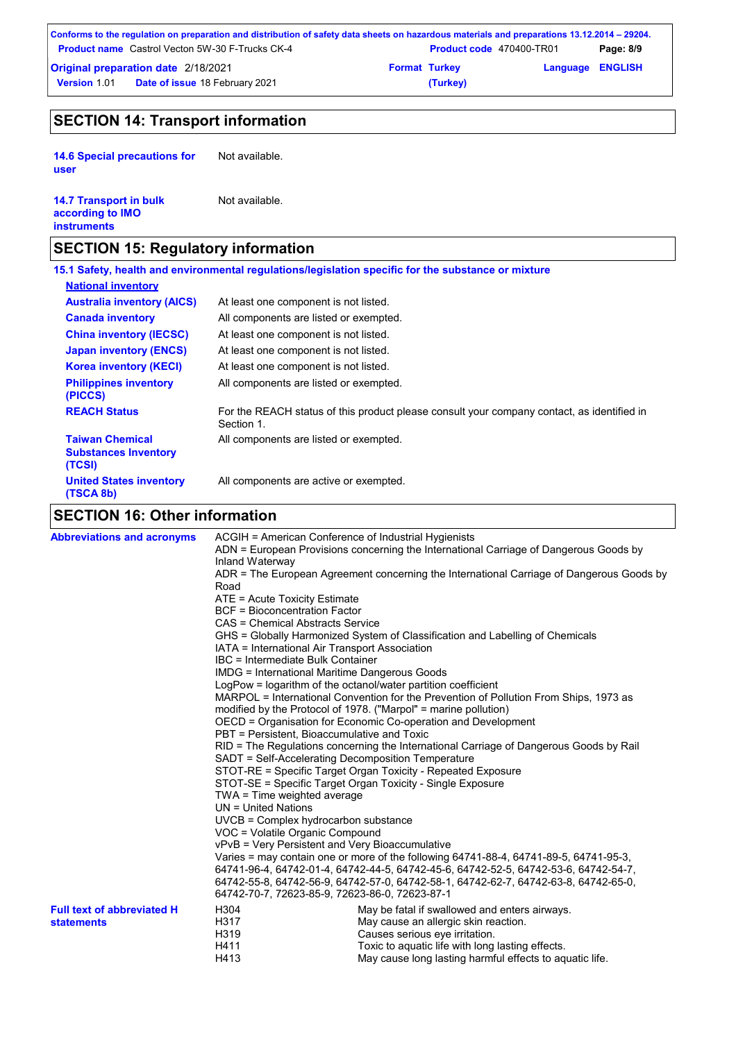## SECTION 14: Transport information

| | |
|---|---|
| **14.6 Special precautions for user** | Not available. |
| **14.7 Transport in bulk according to IMO instruments** | Not available. |

## SECTION 15: Regulatory information

### 15.1 Safety, health and environmental regulations/legislation specific for the substance or mixture

**National inventory**

| | |
|---|---|
| **Australia inventory (AICS)** | At least one component is not listed. |
| **Canada inventory** | All components are listed or exempted. |
| **China inventory (IECSC)** | At least one component is not listed. |
| **Japan inventory (ENCS)** | At least one component is not listed. |
| **Korea inventory (KECI)** | At least one component is not listed. |
| **Philippines inventory (PICCS)** | All components are listed or exempted. |
| **REACH Status** | For the REACH status of this product please consult your company contact, as identified in Section 1. |
| **Taiwan Chemical Substances Inventory (TCSI)** | All components are listed or exempted. |
| **United States inventory (TSCA 8b)** | All components are active or exempted. |

## SECTION 16: Other information

**Abbreviations and acronyms**

ACGIH = American Conference of Industrial Hygienists
ADN = European Provisions concerning the International Carriage of Dangerous Goods by Inland Waterway
ADR = The European Agreement concerning the International Carriage of Dangerous Goods by Road
ATE = Acute Toxicity Estimate
BCF = Bioconcentration Factor
CAS = Chemical Abstracts Service
GHS = Globally Harmonized System of Classification and Labelling of Chemicals
IATA = International Air Transport Association
IBC = Intermediate Bulk Container
IMDG = International Maritime Dangerous Goods
LogPow = logarithm of the octanol/water partition coefficient
MARPOL = International Convention for the Prevention of Pollution From Ships, 1973 as modified by the Protocol of 1978. ("Marpol" = marine pollution)
OECD = Organisation for Economic Co-operation and Development
PBT = Persistent, Bioaccumulative and Toxic
RID = The Regulations concerning the International Carriage of Dangerous Goods by Rail
SADT = Self-Accelerating Decomposition Temperature
STOT-RE = Specific Target Organ Toxicity - Repeated Exposure
STOT-SE = Specific Target Organ Toxicity - Single Exposure
TWA = Time weighted average
UN = United Nations
UVCB = Complex hydrocarbon substance
VOC = Volatile Organic Compound
vPvB = Very Persistent and Very Bioaccumulative
Varies = may contain one or more of the following 64741-88-4, 64741-89-5, 64741-95-3, 64741-96-4, 64742-01-4, 64742-44-5, 64742-45-6, 64742-52-5, 64742-53-6, 64742-54-7, 64742-55-8, 64742-56-9, 64742-57-0, 64742-58-1, 64742-62-7, 64742-63-8, 64742-65-0, 64742-70-7, 72623-85-9, 72623-86-0, 72623-87-1

**Full text of abbreviated H statements**

| | |
|---|---|
| H304 | May be fatal if swallowed and enters airways. |
| H317 | May cause an allergic skin reaction. |
| H319 | Causes serious eye irritation. |
| H411 | Toxic to aquatic life with long lasting effects. |
| H413 | May cause long lasting harmful effects to aquatic life. |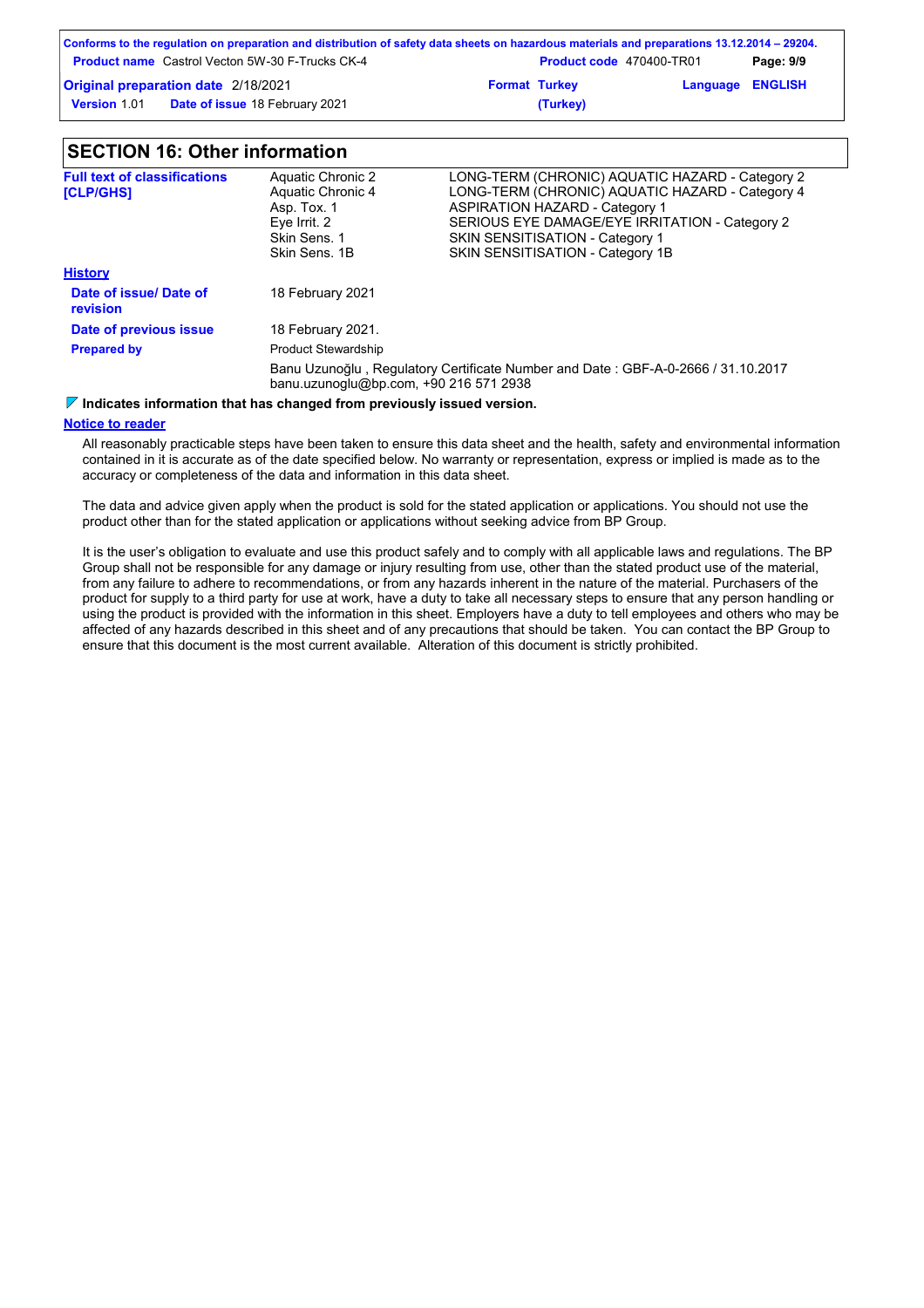## SECTION 16: Other information

**Full text of classifications [CLP/GHS]**

| | |
|---|---|
| Aquatic Chronic 2 | LONG-TERM (CHRONIC) AQUATIC HAZARD - Category 2 |
| Aquatic Chronic 4 | LONG-TERM (CHRONIC) AQUATIC HAZARD - Category 4 |
| Asp. Tox. 1 | ASPIRATION HAZARD - Category 1 |
| Eye Irrit. 2 | SERIOUS EYE DAMAGE/EYE IRRITATION - Category 2 |
| Skin Sens. 1 | SKIN SENSITISATION - Category 1 |
| Skin Sens. 1B | SKIN SENSITISATION - Category 1B |

**History**

**Date of issue/ Date of revision** 18 February 2021

**Date of previous issue** 18 February 2021.

**Prepared by** Product Stewardship

Banu Uzunoğlu , Regulatory Certificate Number and Date : GBF-A-0-2666 / 31.10.2017
banu.uzunoglu@bp.com, +90 216 571 2938

**Indicates information that has changed from previously issued version.**

**Notice to reader**

All reasonably practicable steps have been taken to ensure this data sheet and the health, safety and environmental information contained in it is accurate as of the date specified below. No warranty or representation, express or implied is made as to the accuracy or completeness of the data and information in this data sheet.

The data and advice given apply when the product is sold for the stated application or applications. You should not use the product other than for the stated application or applications without seeking advice from BP Group.

It is the user's obligation to evaluate and use this product safely and to comply with all applicable laws and regulations. The BP Group shall not be responsible for any damage or injury resulting from use, other than the stated product use of the material, from any failure to adhere to recommendations, or from any hazards inherent in the nature of the material. Purchasers of the product for supply to a third party for use at work, have a duty to take all necessary steps to ensure that any person handling or using the product is provided with the information in this sheet. Employers have a duty to tell employees and others who may be affected of any hazards described in this sheet and of any precautions that should be taken. You can contact the BP Group to ensure that this document is the most current available. Alteration of this document is strictly prohibited.